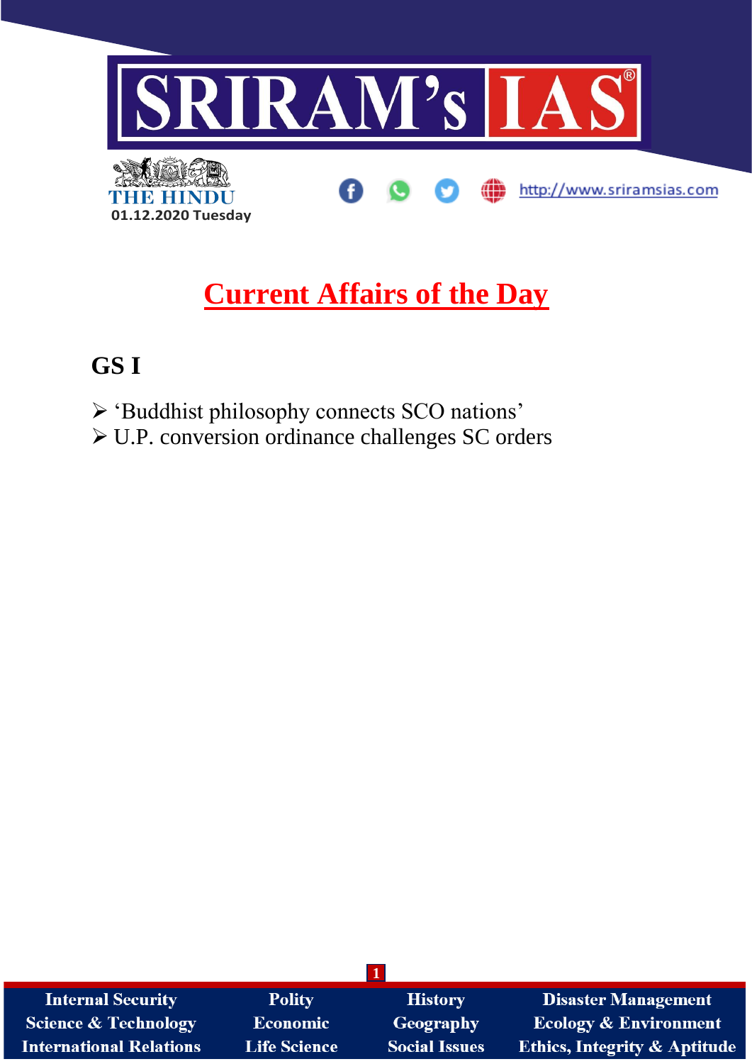# Current Affairs of the Day

## GS I

- ‘Buddhist philosophy connects SCO nations’
- U.P. conversion ordinance challenges SC orders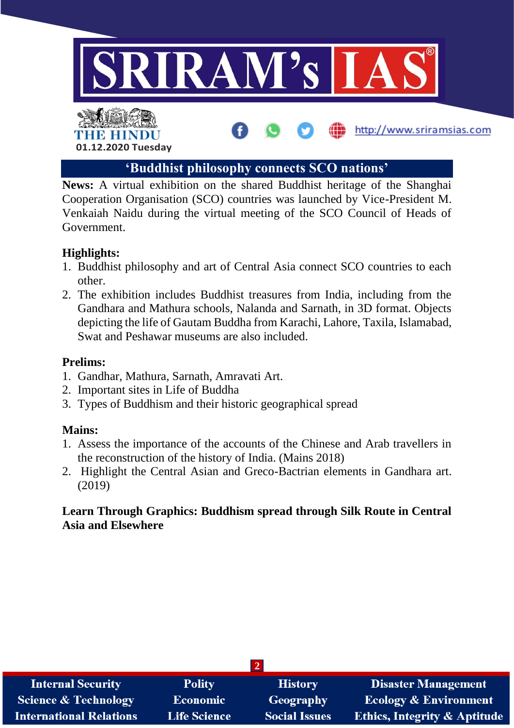## 'Buddhist philosophy connects SCO nations'

**News:** A virtual exhibition on the shared Buddhist heritage of the Shanghai Cooperation Organisation (SCO) countries was launched by Vice-President M. Venkaiah Naidu during the virtual meeting of the SCO Council of Heads of Government.

**Highlights:**

1. Buddhist philosophy and art of Central Asia connect SCO countries to each other.
2. The exhibition includes Buddhist treasures from India, including from the Gandhara and Mathura schools, Nalanda and Sarnath, in 3D format. Objects depicting the life of Gautam Buddha from Karachi, Lahore, Taxila, Islamabad, Swat and Peshawar museums are also included.

**Prelims:**

1. Gandhar, Mathura, Sarnath, Amravati Art.
2. Important sites in Life of Buddha
3. Types of Buddhism and their historic geographical spread

**Mains:**

1. Assess the importance of the accounts of the Chinese and Arab travellers in the reconstruction of the history of India. (Mains 2018)
2. Highlight the Central Asian and Greco-Bactrian elements in Gandhara art. (2019)

**Learn Through Graphics: Buddhism spread through Silk Route in Central Asia and Elsewhere**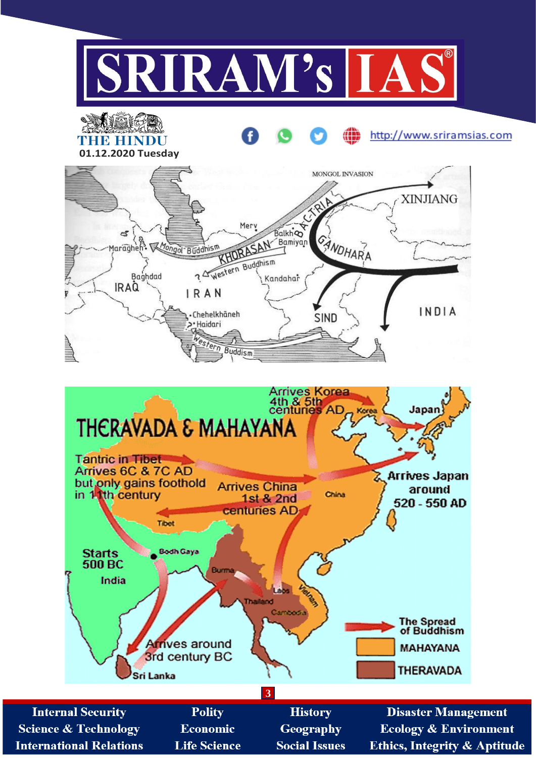MONGOL INVASION

XINJIANG

Merv

Balkh

BACTRIA

Bamiyan

GANDHARA

Maragheh

Mongol Buddhism

KHORASAN

Western Buddhism

Baghdad

IRAQ

IRAN

Kandahar

SIND

INDIA

Chehelkhāneh

Haidari

Western Buddhism

# THERAVADA & MAHAYANA

Arrives Korea 4th & 5th centuries AD

Korea

Japan

Tantric in Tibet Arrives 6C & 7C AD but only gains foothold in 11th century

Arrives China 1st & 2nd centuries AD

China

Arrives Japan around 520 - 550 AD

Tibet

Starts 500 BC

Bodh Gaya

India

Burma

Laos

Vietnam

Thailand

Cambodia

Arrives around 3rd century BC

Sri Lanka

The Spread of Buddhism

MAHAYANA

THERAVADA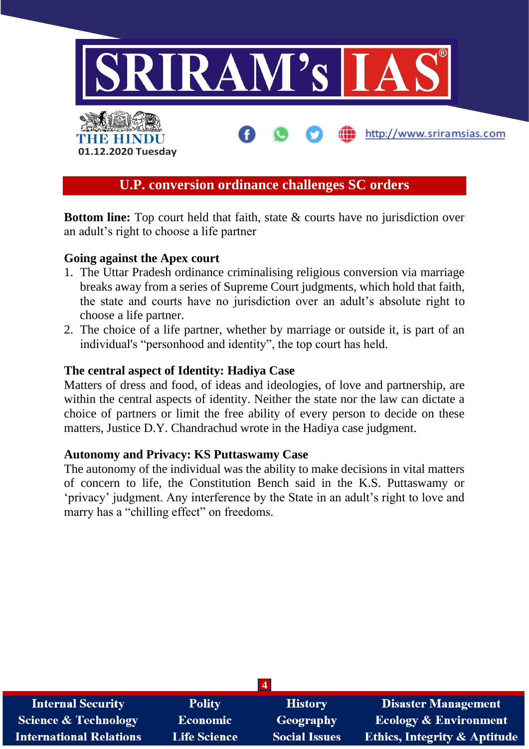## U.P. conversion ordinance challenges SC orders

**Bottom line:** Top court held that faith, state & courts have no jurisdiction over an adult's right to choose a life partner

**Going against the Apex court**

1. The Uttar Pradesh ordinance criminalising religious conversion via marriage breaks away from a series of Supreme Court judgments, which hold that faith, the state and courts have no jurisdiction over an adult's absolute right to choose a life partner.
2. The choice of a life partner, whether by marriage or outside it, is part of an individual's "personhood and identity", the top court has held.

**The central aspect of Identity: Hadiya Case**

Matters of dress and food, of ideas and ideologies, of love and partnership, are within the central aspects of identity. Neither the state nor the law can dictate a choice of partners or limit the free ability of every person to decide on these matters, Justice D.Y. Chandrachud wrote in the Hadiya case judgment.

**Autonomy and Privacy: KS Puttaswamy Case**

The autonomy of the individual was the ability to make decisions in vital matters of concern to life, the Constitution Bench said in the K.S. Puttaswamy or 'privacy' judgment. Any interference by the State in an adult's right to love and marry has a "chilling effect" on freedoms.